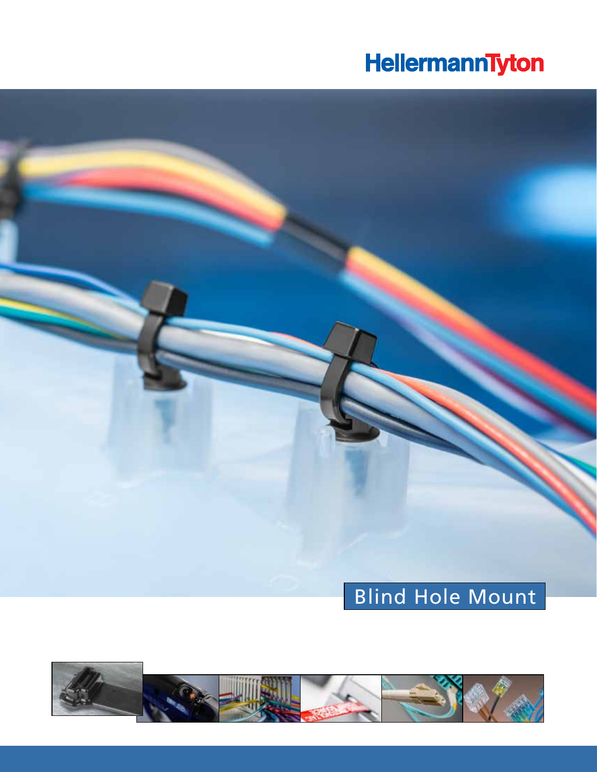HellermannTyton

# Blind Hole Mount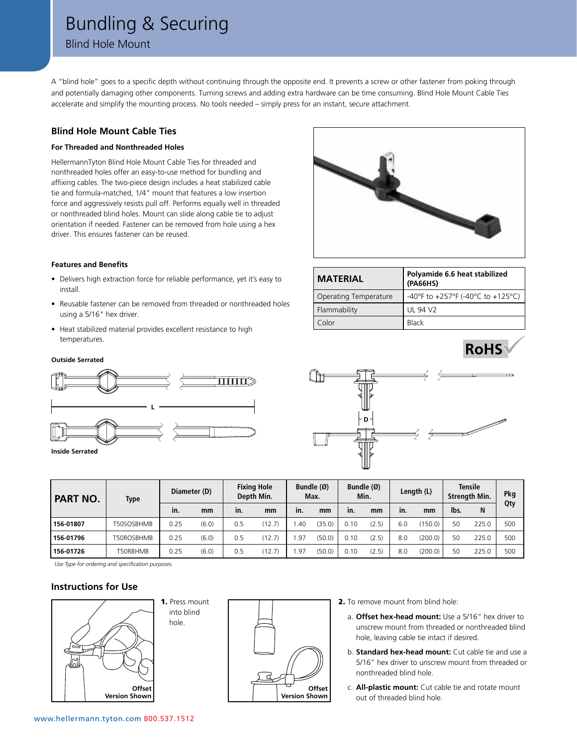# Bundling & Securing

## Blind Hole Mount

A "blind hole" goes to a specific depth without continuing through the opposite end. It prevents a screw or other fastener from poking through and potentially damaging other components. Turning screws and adding extra hardware can be time consuming. Blind Hole Mount Cable Ties accelerate and simplify the mounting process. No tools needed – simply press for an instant, secure attachment.

### Blind Hole Mount Cable Ties

**For Threaded and Nonthreaded Holes**

HellermannTyton Blind Hole Mount Cable Ties for threaded and nonthreaded holes offer an easy-to-use method for bundling and affixing cables. The two-piece design includes a heat stabilized cable tie and formula-matched, 1/4" mount that features a low insertion force and aggressively resists pull off. Performs equally well in threaded or nonthreaded blind holes. Mount can slide along cable tie to adjust orientation if needed. Fastener can be removed from hole using a hex driver. This ensures fastener can be reused.

**Features and Benefits**

- Delivers high extraction force for reliable performance, yet it's easy to install.
- Reusable fastener can be removed from threaded or nonthreaded holes using a 5/16" hex driver.
- Heat stabilized material provides excellent resistance to high temperatures.

| MATERIAL | Polyamide 6.6 heat stabilized (PA66HS) |
|---|---|
| Operating Temperature | -40°F to +257°F (-40°C to +125°C) |
| Flammability | UL 94 V2 |
| Color | Black |

RoHS

Outside Serrated

L

D

Inside Serrated

| PART NO. | Type | Diameter (D) | | Fixing Hole Depth Min. | | Bundle (Ø) Max. | | Bundle (Ø) Min. | | Length (L) | | Tensile Strength Min. | | Pkg Qty |
|---|---|---|---|---|---|---|---|---|---|---|---|---|---|---|
| | | in. | mm | in. | mm | in. | mm | in. | mm | in. | mm | lbs. | N | |
| 156-01807 | T50SOSBHMB | 0.25 | (6.0) | 0.5 | (12.7) | 1.40 | (35.0) | 0.10 | (2.5) | 6.0 | (150.0) | 50 | 225.0 | 500 |
| 156-01796 | T50ROSBHMB | 0.25 | (6.0) | 0.5 | (12.7) | 1.97 | (50.0) | 0.10 | (2.5) | 8.0 | (200.0) | 50 | 225.0 | 500 |
| 156-01726 | T50RBHMB | 0.25 | (6.0) | 0.5 | (12.7) | 1.97 | (50.0) | 0.10 | (2.5) | 8.0 | (200.0) | 50 | 225.0 | 500 |

*Use Type for ordering and specification purposes.*

### Instructions for Use

Offset Version Shown

**1.** Press mount into blind hole.

Offset Version Shown

**2.** To remove mount from blind hole:

a. **Offset hex-head mount:** Use a 5/16" hex driver to unscrew mount from threaded or nonthreaded blind hole, leaving cable tie intact if desired.

b. **Standard hex-head mount:** Cut cable tie and use a 5/16" hex driver to unscrew mount from threaded or nonthreaded blind hole.

c. **All-plastic mount:** Cut cable tie and rotate mount out of threaded blind hole.

www.hellermann.tyton.com 800.537.1512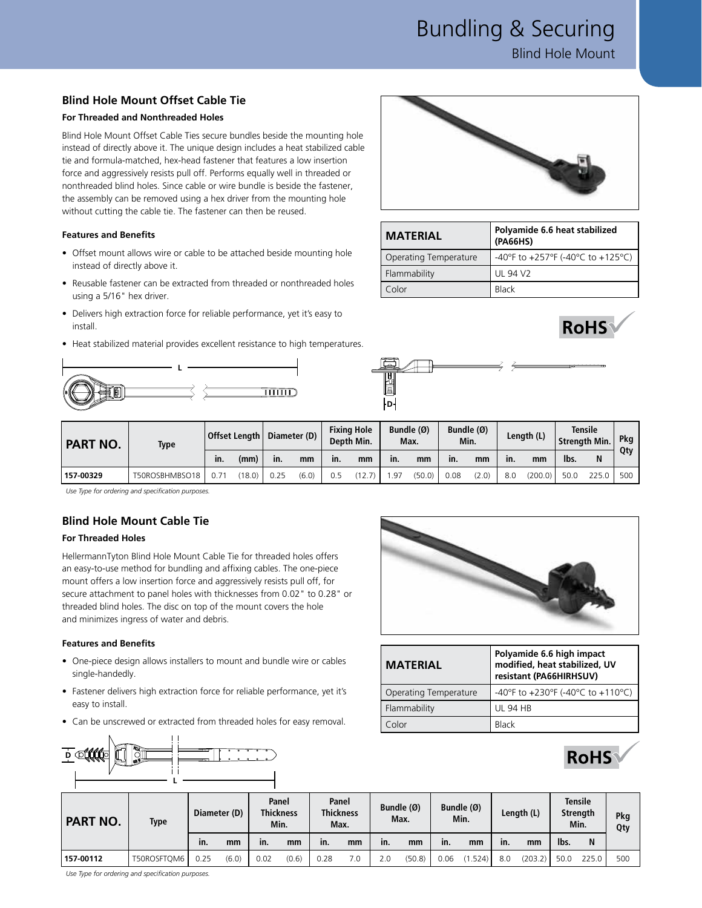# Bundling & Securing

Blind Hole Mount

## Blind Hole Mount Offset Cable Tie

### For Threaded and Nonthreaded Holes

Blind Hole Mount Offset Cable Ties secure bundles beside the mounting hole instead of directly above it. The unique design includes a heat stabilized cable tie and formula-matched, hex-head fastener that features a low insertion force and aggressively resists pull off. Performs equally well in threaded or nonthreaded blind holes. Since cable or wire bundle is beside the fastener, the assembly can be removed using a hex driver from the mounting hole without cutting the cable tie. The fastener can then be reused.

### Features and Benefits

- Offset mount allows wire or cable to be attached beside mounting hole instead of directly above it.
- Reusable fastener can be extracted from threaded or nonthreaded holes using a 5/16" hex driver.
- Delivers high extraction force for reliable performance, yet it's easy to install.
- Heat stabilized material provides excellent resistance to high temperatures.

| MATERIAL | Polyamide 6.6 heat stabilized (PA66HS) |
|---|---|
| Operating Temperature | -40°F to +257°F (-40°C to +125°C) |
| Flammability | UL 94 V2 |
| Color | Black |

RoHS

| PART NO. | Type | Offset Length | | Diameter (D) | | Fixing Hole Depth Min. | | Bundle (Ø) Max. | | Bundle (Ø) Min. | | Length (L) | | Tensile Strength Min. | | Pkg Qty |
|---|---|---|---|---|---|---|---|---|---|---|---|---|---|---|---|---|
| | | in. | (mm) | in. | mm | in. | mm | in. | mm | in. | mm | in. | mm | lbs. | N | |
| 157-00329 | T50ROSBHMBSO18 | 0.71 | (18.0) | 0.25 | (6.0) | 0.5 | (12.7) | 1.97 | (50.0) | 0.08 | (2.0) | 8.0 | (200.0) | 50.0 | 225.0 | 500 |

*Use Type for ordering and specification purposes.*

## Blind Hole Mount Cable Tie

### For Threaded Holes

HellermannTyton Blind Hole Mount Cable Tie for threaded holes offers an easy-to-use method for bundling and affixing cables. The one-piece mount offers a low insertion force and aggressively resists pull off, for secure attachment to panel holes with thicknesses from 0.02" to 0.28" or threaded blind holes. The disc on top of the mount covers the hole and minimizes ingress of water and debris.

### Features and Benefits

- One-piece design allows installers to mount and bundle wire or cables single-handedly.
- Fastener delivers high extraction force for reliable performance, yet it's easy to install.
- Can be unscrewed or extracted from threaded holes for easy removal.

| MATERIAL | Polyamide 6.6 high impact modified, heat stabilized, UV resistant (PA66HIRHSUV) |
|---|---|
| Operating Temperature | -40°F to +230°F (-40°C to +110°C) |
| Flammability | UL 94 HB |
| Color | Black |

RoHS

| PART NO. | Type | Diameter (D) | | Panel Thickness Min. | | Panel Thickness Max. | | Bundle (Ø) Max. | | Bundle (Ø) Min. | | Length (L) | | Tensile Strength Min. | | Pkg Qty |
|---|---|---|---|---|---|---|---|---|---|---|---|---|---|---|---|---|
| | | in. | mm | in. | mm | in. | mm | in. | mm | in. | mm | in. | mm | lbs. | N | |
| 157-00112 | T50ROSFTQM6 | 0.25 | (6.0) | 0.02 | (0.6) | 0.28 | 7.0 | 2.0 | (50.8) | 0.06 | (1.524) | 8.0 | (203.2) | 50.0 | 225.0 | 500 |

*Use Type for ordering and specification purposes.*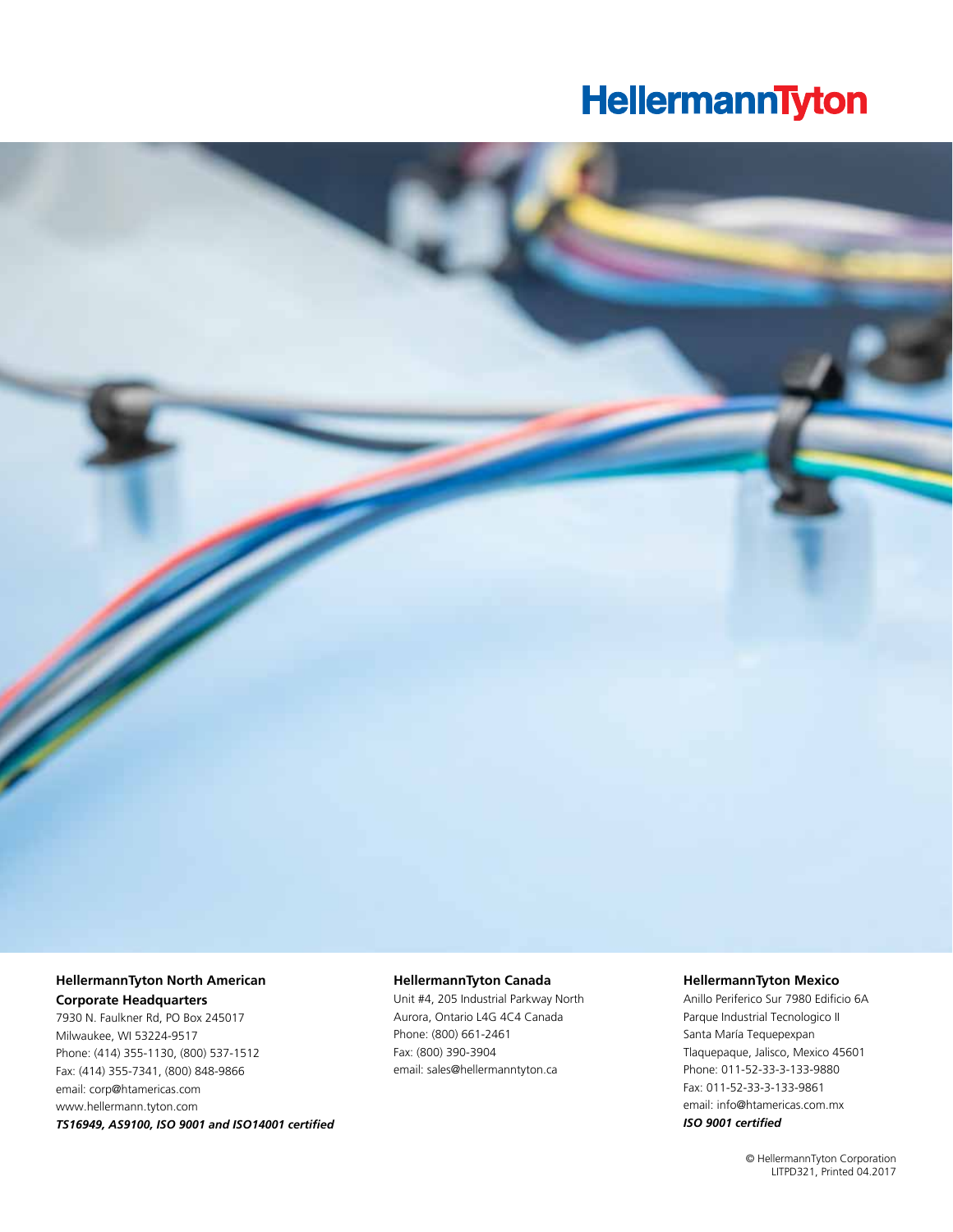HellermannTyton

**HellermannTyton North American Corporate Headquarters**
7930 N. Faulkner Rd, PO Box 245017
Milwaukee, WI 53224-9517
Phone: (414) 355-1130, (800) 537-1512
Fax: (414) 355-7341, (800) 848-9866
email: corp@htamericas.com
www.hellermann.tyton.com
***TS16949, AS9100, ISO 9001 and ISO14001 certified***

**HellermannTyton Canada**
Unit #4, 205 Industrial Parkway North
Aurora, Ontario L4G 4C4 Canada
Phone: (800) 661-2461
Fax: (800) 390-3904
email: sales@hellermanntyton.ca

**HellermannTyton Mexico**
Anillo Periferico Sur 7980 Edificio 6A
Parque Industrial Tecnologico II
Santa María Tequepexpan
Tlaquepaque, Jalisco, Mexico 45601
Phone: 011-52-33-3-133-9880
Fax: 011-52-33-3-133-9861
email: info@htamericas.com.mx
***ISO 9001 certified***

© HellermannTyton Corporation
LITPD321, Printed 04.2017